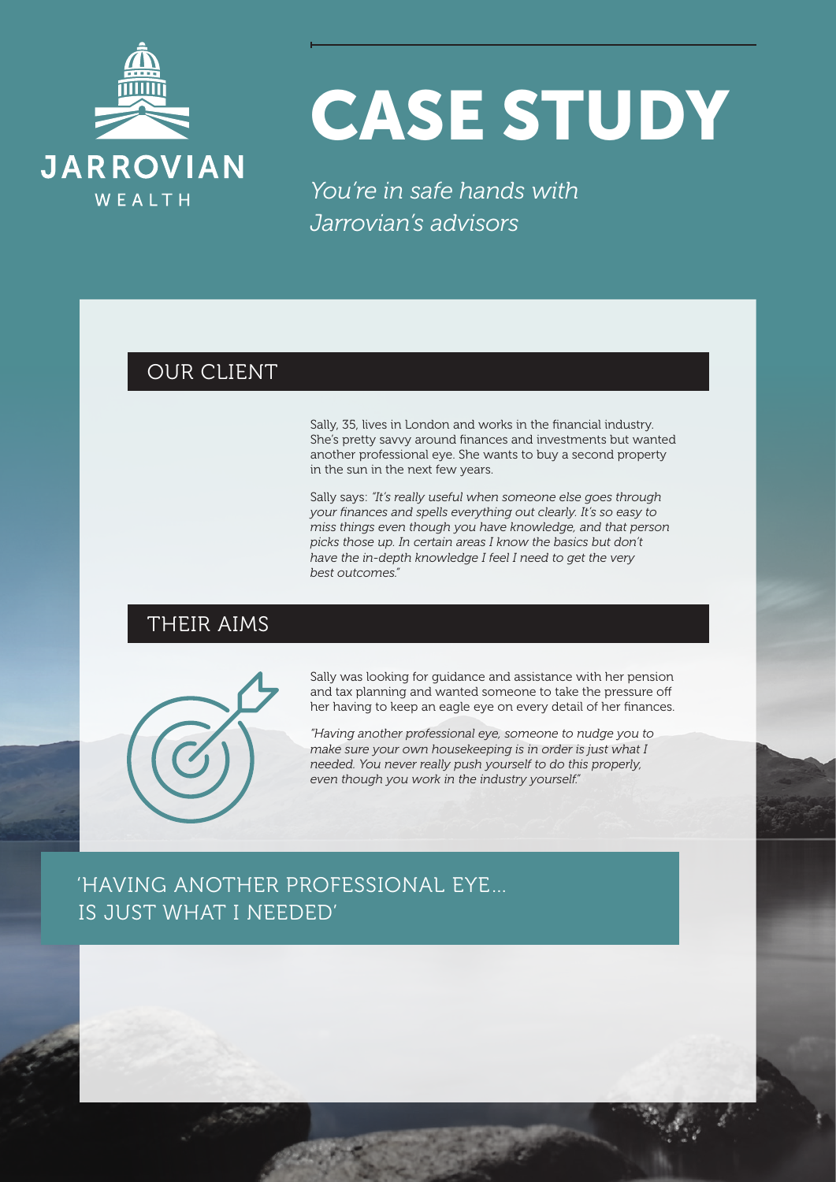JARROVIAN
WEALTH

# CASE STUDY

*You're in safe hands with Jarrovian's advisors*

## OUR CLIENT

Sally, 35, lives in London and works in the financial industry. She's pretty savvy around finances and investments but wanted another professional eye. She wants to buy a second property in the sun in the next few years.

Sally says: *"It's really useful when someone else goes through your finances and spells everything out clearly. It's so easy to miss things even though you have knowledge, and that person picks those up. In certain areas I know the basics but don't have the in-depth knowledge I feel I need to get the very best outcomes."*

## THEIR AIMS

Sally was looking for guidance and assistance with her pension and tax planning and wanted someone to take the pressure off her having to keep an eagle eye on every detail of her finances.

*"Having another professional eye, someone to nudge you to make sure your own housekeeping is in order is just what I needed. You never really push yourself to do this properly, even though you work in the industry yourself."*

'HAVING ANOTHER PROFESSIONAL EYE... IS JUST WHAT I NEEDED'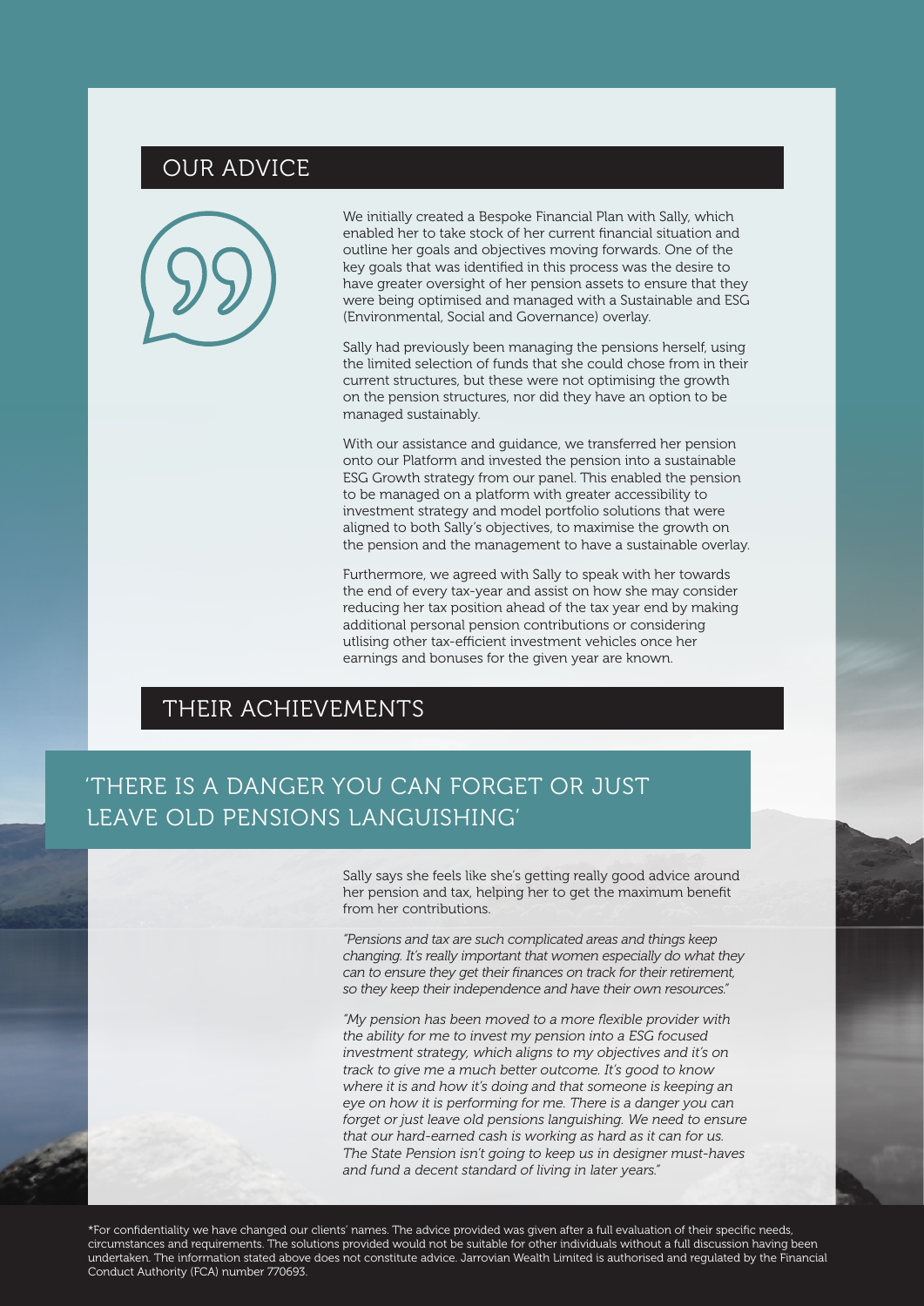## OUR ADVICE

We initially created a Bespoke Financial Plan with Sally, which enabled her to take stock of her current financial situation and outline her goals and objectives moving forwards. One of the key goals that was identified in this process was the desire to have greater oversight of her pension assets to ensure that they were being optimised and managed with a Sustainable and ESG (Environmental, Social and Governance) overlay.

Sally had previously been managing the pensions herself, using the limited selection of funds that she could chose from in their current structures, but these were not optimising the growth on the pension structures, nor did they have an option to be managed sustainably.

With our assistance and guidance, we transferred her pension onto our Platform and invested the pension into a sustainable ESG Growth strategy from our panel. This enabled the pension to be managed on a platform with greater accessibility to investment strategy and model portfolio solutions that were aligned to both Sally's objectives, to maximise the growth on the pension and the management to have a sustainable overlay.

Furthermore, we agreed with Sally to speak with her towards the end of every tax-year and assist on how she may consider reducing her tax position ahead of the tax year end by making additional personal pension contributions or considering utlising other tax-efficient investment vehicles once her earnings and bonuses for the given year are known.

## THEIR ACHIEVEMENTS

### 'THERE IS A DANGER YOU CAN FORGET OR JUST LEAVE OLD PENSIONS LANGUISHING'

Sally says she feels like she's getting really good advice around her pension and tax, helping her to get the maximum benefit from her contributions.

*"Pensions and tax are such complicated areas and things keep changing. It's really important that women especially do what they can to ensure they get their finances on track for their retirement, so they keep their independence and have their own resources."*

*"My pension has been moved to a more flexible provider with the ability for me to invest my pension into a ESG focused investment strategy, which aligns to my objectives and it's on track to give me a much better outcome. It's good to know where it is and how it's doing and that someone is keeping an eye on how it is performing for me. There is a danger you can forget or just leave old pensions languishing. We need to ensure that our hard-earned cash is working as hard as it can for us. The State Pension isn't going to keep us in designer must-haves and fund a decent standard of living in later years."*

*For confidentiality we have changed our clients' names. The advice provided was given after a full evaluation of their specific needs, circumstances and requirements. The solutions provided would not be suitable for other individuals without a full discussion having been undertaken. The information stated above does not constitute advice. Jarrovian Wealth Limited is authorised and regulated by the Financial Conduct Authority (FCA) number 770693.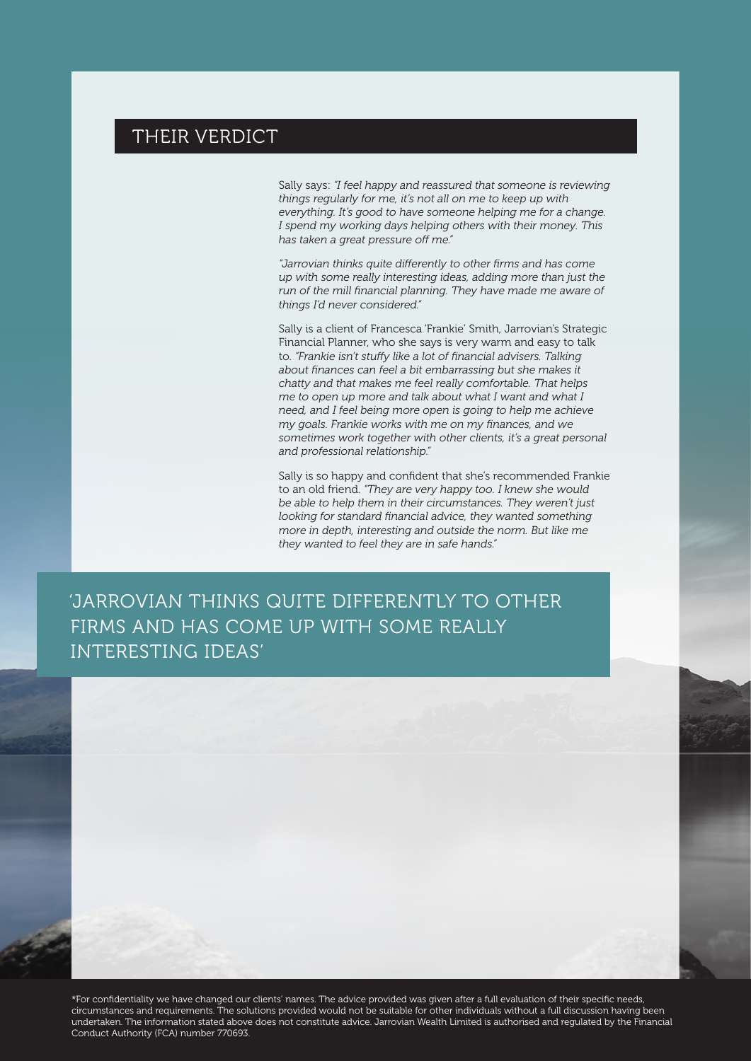## THEIR VERDICT

Sally says: *"I feel happy and reassured that someone is reviewing things regularly for me, it's not all on me to keep up with everything. It's good to have someone helping me for a change. I spend my working days helping others with their money. This has taken a great pressure off me."*

*"Jarrovian thinks quite differently to other firms and has come up with some really interesting ideas, adding more than just the run of the mill financial planning. They have made me aware of things I'd never considered."*

Sally is a client of Francesca 'Frankie' Smith, Jarrovian's Strategic Financial Planner, who she says is very warm and easy to talk to. *"Frankie isn't stuffy like a lot of financial advisers. Talking about finances can feel a bit embarrassing but she makes it chatty and that makes me feel really comfortable. That helps me to open up more and talk about what I want and what I need, and I feel being more open is going to help me achieve my goals. Frankie works with me on my finances, and we sometimes work together with other clients, it's a great personal and professional relationship."*

Sally is so happy and confident that she's recommended Frankie to an old friend. *"They are very happy too. I knew she would be able to help them in their circumstances. They weren't just looking for standard financial advice, they wanted something more in depth, interesting and outside the norm. But like me they wanted to feel they are in safe hands."*

'JARROVIAN THINKS QUITE DIFFERENTLY TO OTHER FIRMS AND HAS COME UP WITH SOME REALLY INTERESTING IDEAS'

*For confidentiality we have changed our clients' names. The advice provided was given after a full evaluation of their specific needs, circumstances and requirements. The solutions provided would not be suitable for other individuals without a full discussion having been undertaken. The information stated above does not constitute advice. Jarrovian Wealth Limited is authorised and regulated by the Financial Conduct Authority (FCA) number 770693.